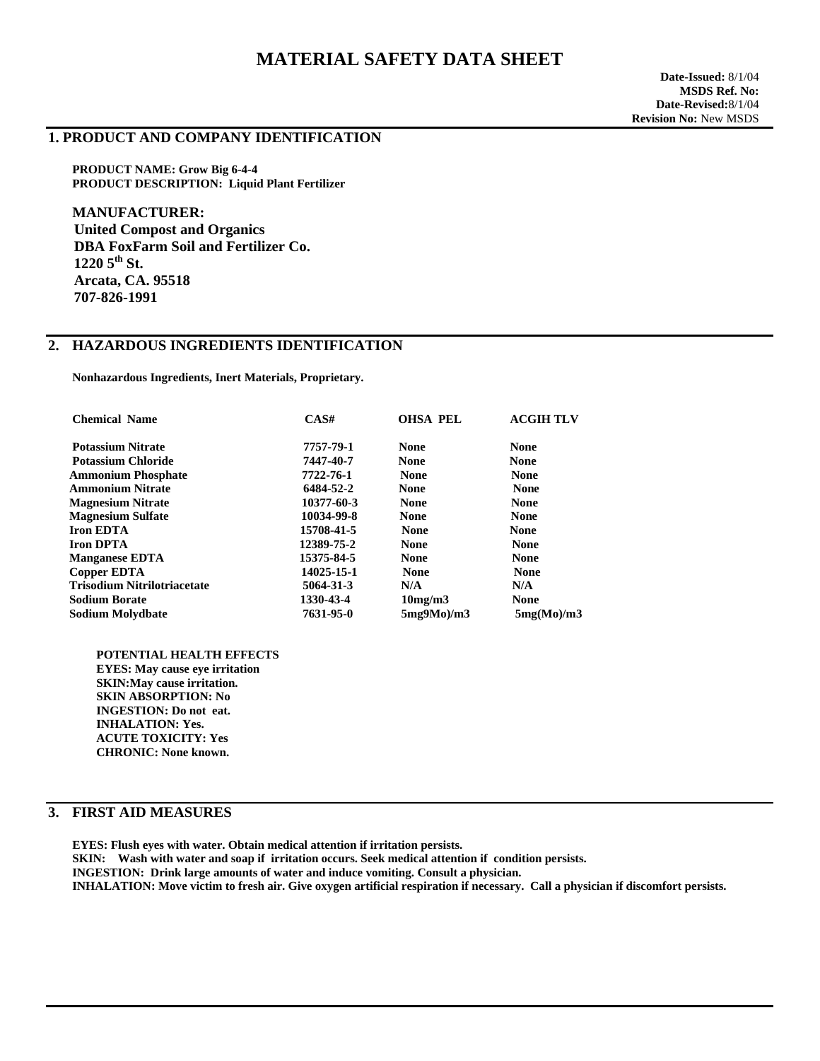# MATERIAL SAFETY DATA SHEET

**Date-Issued:** 8/1/04
**MSDS Ref. No:**
**Date-Revised:** 8/1/04
**Revision No:** New MSDS

## 1. PRODUCT AND COMPANY IDENTIFICATION

**PRODUCT NAME: Grow Big 6-4-4**
**PRODUCT DESCRIPTION: Liquid Plant Fertilizer**

**MANUFACTURER:**
**United Compost and Organics**
**DBA FoxFarm Soil and Fertilizer Co.**
**1220 5th St.**
**Arcata, CA. 95518**
**707-826-1991**

## 2. HAZARDOUS INGREDIENTS IDENTIFICATION

**Nonhazardous Ingredients, Inert Materials, Proprietary.**

| Chemical Name | CAS# | OHSA PEL | ACGIH TLV |
|---|---|---|---|
| Potassium Nitrate | 7757-79-1 | None | None |
| Potassium Chloride | 7447-40-7 | None | None |
| Ammonium Phosphate | 7722-76-1 | None | None |
| Ammonium Nitrate | 6484-52-2 | None | None |
| Magnesium Nitrate | 10377-60-3 | None | None |
| Magnesium Sulfate | 10034-99-8 | None | None |
| Iron EDTA | 15708-41-5 | None | None |
| Iron DPTA | 12389-75-2 | None | None |
| Manganese EDTA | 15375-84-5 | None | None |
| Copper EDTA | 14025-15-1 | None | None |
| Trisodium Nitrilotriacetate | 5064-31-3 | N/A | N/A |
| Sodium Borate | 1330-43-4 | 10mg/m3 | None |
| Sodium Molydbate | 7631-95-0 | 5mg9Mo)/m3 | 5mg(Mo)/m3 |

**POTENTIAL HEALTH EFFECTS**
**EYES: May cause eye irritation**
**SKIN:May cause irritation.**
**SKIN ABSORPTION: No**
**INGESTION: Do not eat.**
**INHALATION: Yes.**
**ACUTE TOXICITY: Yes**
**CHRONIC: None known.**

## 3. FIRST AID MEASURES

**EYES: Flush eyes with water. Obtain medical attention if irritation persists.**
**SKIN: Wash with water and soap if irritation occurs. Seek medical attention if condition persists.**
**INGESTION: Drink large amounts of water and induce vomiting. Consult a physician.**
**INHALATION: Move victim to fresh air. Give oxygen artificial respiration if necessary. Call a physician if discomfort persists.**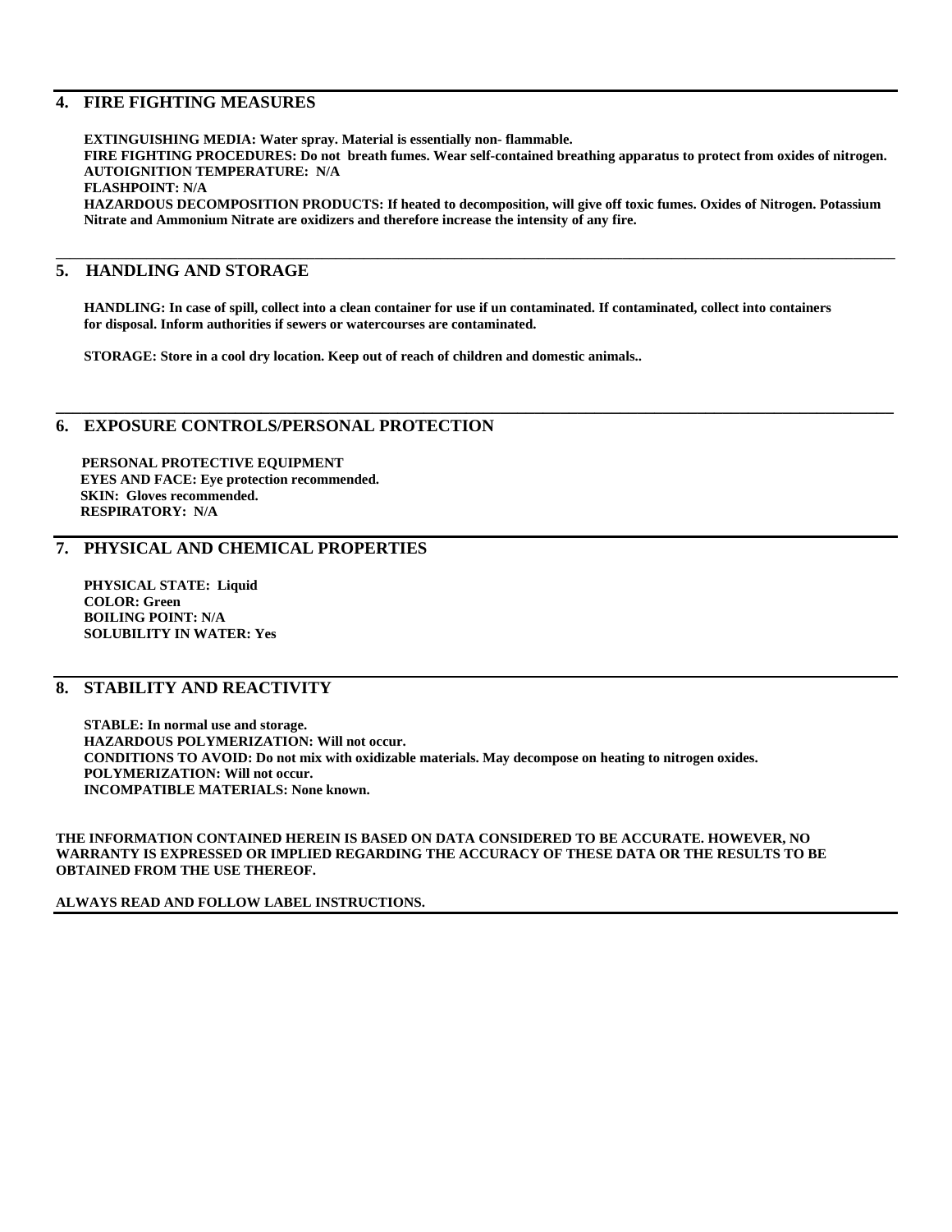## 4. FIRE FIGHTING MEASURES

**EXTINGUISHING MEDIA: Water spray. Material is essentially non- flammable.**
**FIRE FIGHTING PROCEDURES: Do not breath fumes. Wear self-contained breathing apparatus to protect from oxides of nitrogen.**
**AUTOIGNITION TEMPERATURE: N/A**
**FLASHPOINT: N/A**
**HAZARDOUS DECOMPOSITION PRODUCTS: If heated to decomposition, will give off toxic fumes. Oxides of Nitrogen. Potassium Nitrate and Ammonium Nitrate are oxidizers and therefore increase the intensity of any fire.**

## 5. HANDLING AND STORAGE

**HANDLING: In case of spill, collect into a clean container for use if un contaminated. If contaminated, collect into containers for disposal. Inform authorities if sewers or watercourses are contaminated.**

**STORAGE: Store in a cool dry location. Keep out of reach of children and domestic animals..**

## 6. EXPOSURE CONTROLS/PERSONAL PROTECTION

**PERSONAL PROTECTIVE EQUIPMENT**
**EYES AND FACE: Eye protection recommended.**
**SKIN: Gloves recommended.**
**RESPIRATORY: N/A**

## 7. PHYSICAL AND CHEMICAL PROPERTIES

**PHYSICAL STATE: Liquid**
**COLOR: Green**
**BOILING POINT: N/A**
**SOLUBILITY IN WATER: Yes**

## 8. STABILITY AND REACTIVITY

**STABLE: In normal use and storage.**
**HAZARDOUS POLYMERIZATION: Will not occur.**
**CONDITIONS TO AVOID: Do not mix with oxidizable materials. May decompose on heating to nitrogen oxides.**
**POLYMERIZATION: Will not occur.**
**INCOMPATIBLE MATERIALS: None known.**

**THE INFORMATION CONTAINED HEREIN IS BASED ON DATA CONSIDERED TO BE ACCURATE. HOWEVER, NO WARRANTY IS EXPRESSED OR IMPLIED REGARDING THE ACCURACY OF THESE DATA OR THE RESULTS TO BE OBTAINED FROM THE USE THEREOF.**

**ALWAYS READ AND FOLLOW LABEL INSTRUCTIONS.**